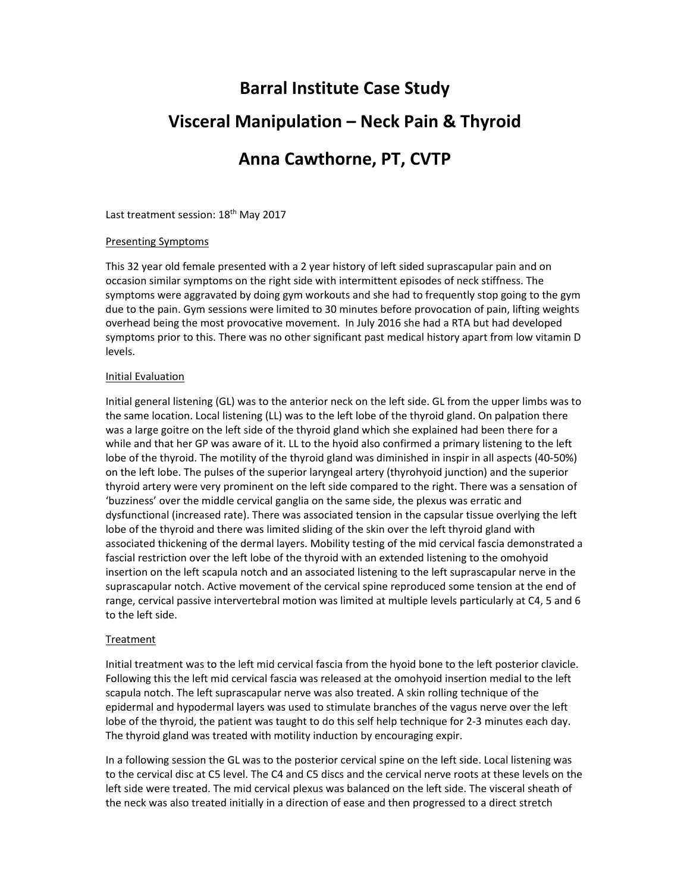# Barral Institute Case Study

# Visceral Manipulation – Neck Pain & Thyroid

# Anna Cawthorne, PT, CVTP

Last treatment session: 18th May 2017

## Presenting Symptoms

This 32 year old female presented with a 2 year history of left sided suprascapular pain and on occasion similar symptoms on the right side with intermittent episodes of neck stiffness. The symptoms were aggravated by doing gym workouts and she had to frequently stop going to the gym due to the pain. Gym sessions were limited to 30 minutes before provocation of pain, lifting weights overhead being the most provocative movement. In July 2016 she had a RTA but had developed symptoms prior to this. There was no other significant past medical history apart from low vitamin D levels.

## Initial Evaluation

Initial general listening (GL) was to the anterior neck on the left side. GL from the upper limbs was to the same location. Local listening (LL) was to the left lobe of the thyroid gland. On palpation there was a large goitre on the left side of the thyroid gland which she explained had been there for a while and that her GP was aware of it. LL to the hyoid also confirmed a primary listening to the left lobe of the thyroid. The motility of the thyroid gland was diminished in inspir in all aspects (40-50%) on the left lobe. The pulses of the superior laryngeal artery (thyrohyoid junction) and the superior thyroid artery were very prominent on the left side compared to the right. There was a sensation of 'buzziness' over the middle cervical ganglia on the same side, the plexus was erratic and dysfunctional (increased rate). There was associated tension in the capsular tissue overlying the left lobe of the thyroid and there was limited sliding of the skin over the left thyroid gland with associated thickening of the dermal layers. Mobility testing of the mid cervical fascia demonstrated a fascial restriction over the left lobe of the thyroid with an extended listening to the omohyoid insertion on the left scapula notch and an associated listening to the left suprascapular nerve in the suprascapular notch. Active movement of the cervical spine reproduced some tension at the end of range, cervical passive intervertebral motion was limited at multiple levels particularly at C4, 5 and 6 to the left side.

## Treatment

Initial treatment was to the left mid cervical fascia from the hyoid bone to the left posterior clavicle. Following this the left mid cervical fascia was released at the omohyoid insertion medial to the left scapula notch. The left suprascapular nerve was also treated. A skin rolling technique of the epidermal and hypodermal layers was used to stimulate branches of the vagus nerve over the left lobe of the thyroid, the patient was taught to do this self help technique for 2-3 minutes each day. The thyroid gland was treated with motility induction by encouraging expir.

In a following session the GL was to the posterior cervical spine on the left side. Local listening was to the cervical disc at C5 level. The C4 and C5 discs and the cervical nerve roots at these levels on the left side were treated. The mid cervical plexus was balanced on the left side. The visceral sheath of the neck was also treated initially in a direction of ease and then progressed to a direct stretch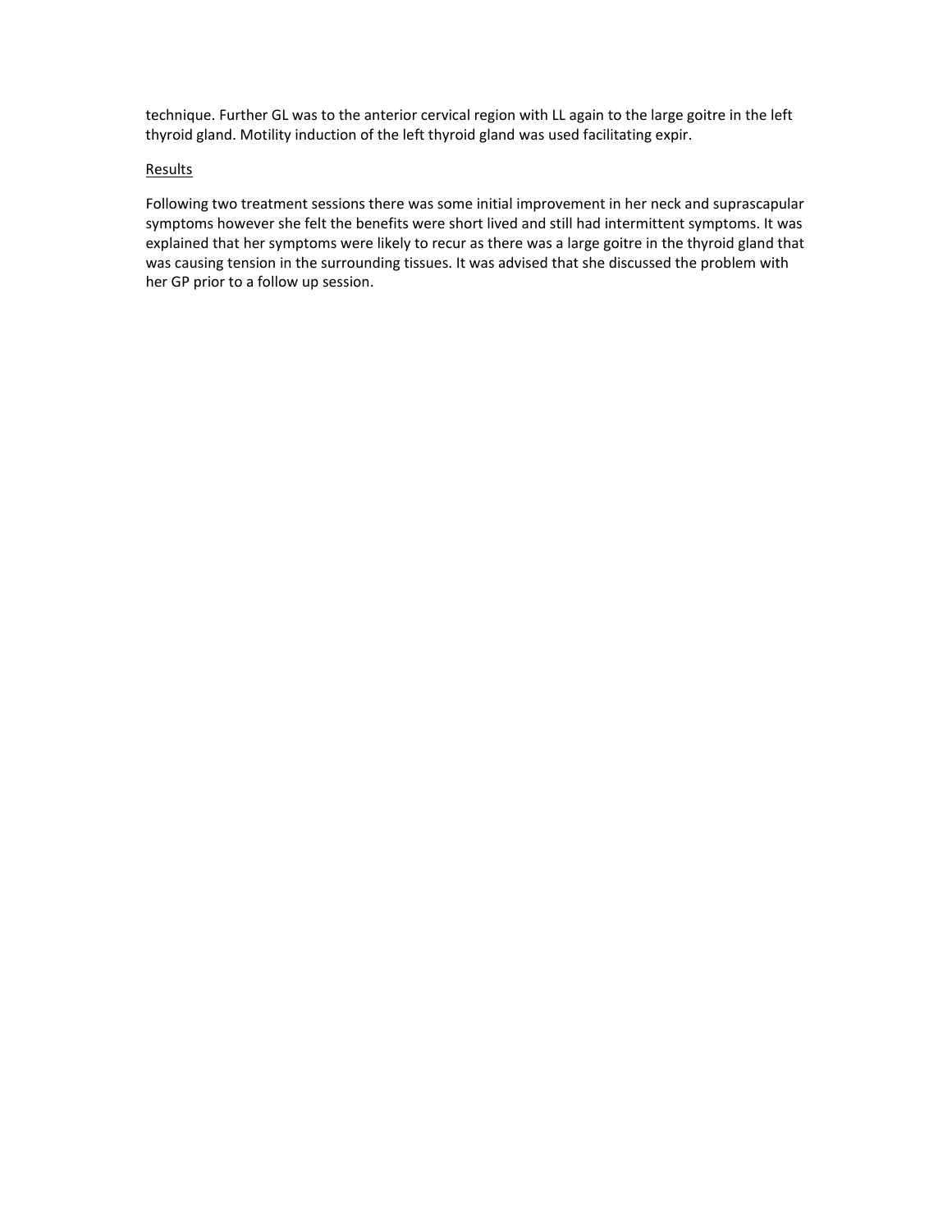technique. Further GL was to the anterior cervical region with LL again to the large goitre in the left thyroid gland. Motility induction of the left thyroid gland was used facilitating expir.

<u>Results</u>

Following two treatment sessions there was some initial improvement in her neck and suprascapular symptoms however she felt the benefits were short lived and still had intermittent symptoms. It was explained that her symptoms were likely to recur as there was a large goitre in the thyroid gland that was causing tension in the surrounding tissues. It was advised that she discussed the problem with her GP prior to a follow up session.